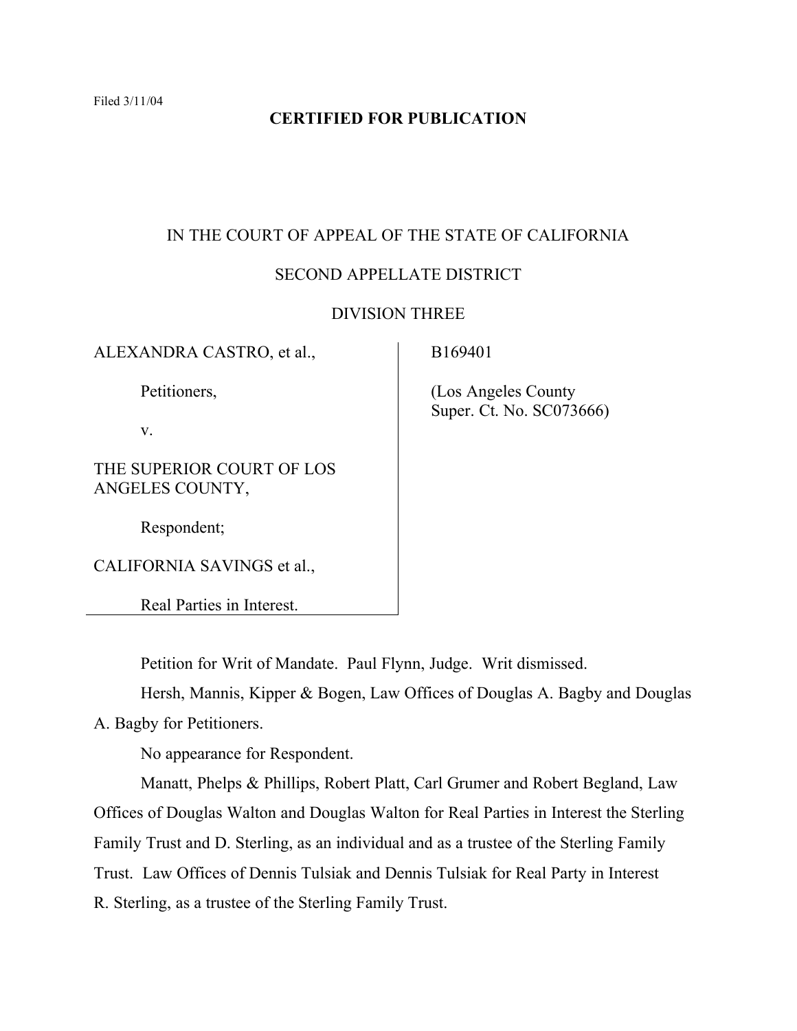Filed 3/11/04

**CERTIFIED FOR PUBLICATION**

IN THE COURT OF APPEAL OF THE STATE OF CALIFORNIA

SECOND APPELLATE DISTRICT

DIVISION THREE

| | |
|---|---|
| ALEXANDRA CASTRO, et al.,<br><br>Petitioners,<br><br>v.<br><br>THE SUPERIOR COURT OF LOS ANGELES COUNTY,<br><br>Respondent;<br><br>CALIFORNIA SAVINGS et al.,<br><br>Real Parties in Interest. | B169401<br><br>(Los Angeles County Super. Ct. No. SC073666) |

Petition for Writ of Mandate. Paul Flynn, Judge. Writ dismissed.

Hersh, Mannis, Kipper & Bogen, Law Offices of Douglas A. Bagby and Douglas A. Bagby for Petitioners.

No appearance for Respondent.

Manatt, Phelps & Phillips, Robert Platt, Carl Grumer and Robert Begland, Law Offices of Douglas Walton and Douglas Walton for Real Parties in Interest the Sterling Family Trust and D. Sterling, as an individual and as a trustee of the Sterling Family Trust. Law Offices of Dennis Tulsiak and Dennis Tulsiak for Real Party in Interest R. Sterling, as a trustee of the Sterling Family Trust.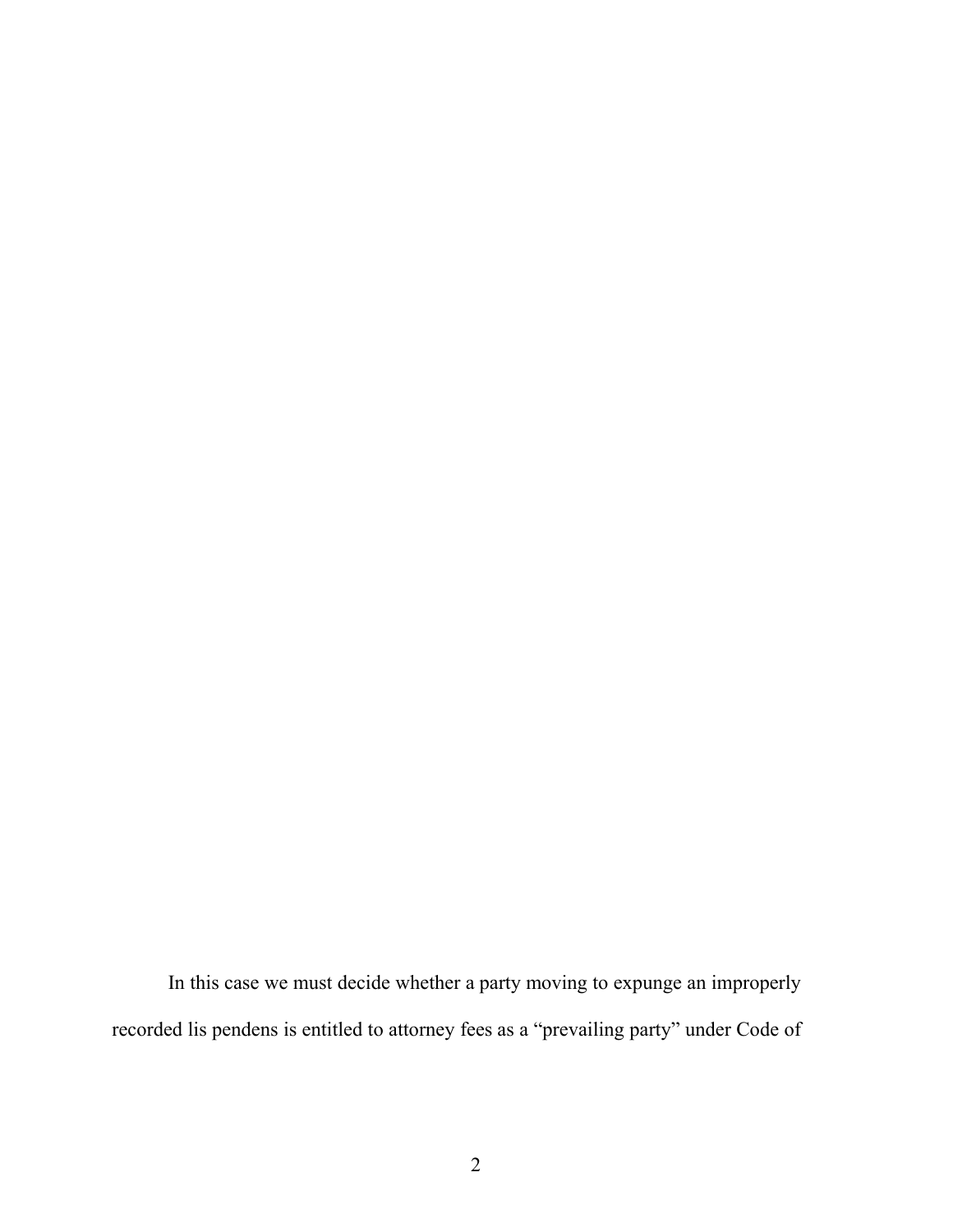In this case we must decide whether a party moving to expunge an improperly recorded lis pendens is entitled to attorney fees as a "prevailing party" under Code of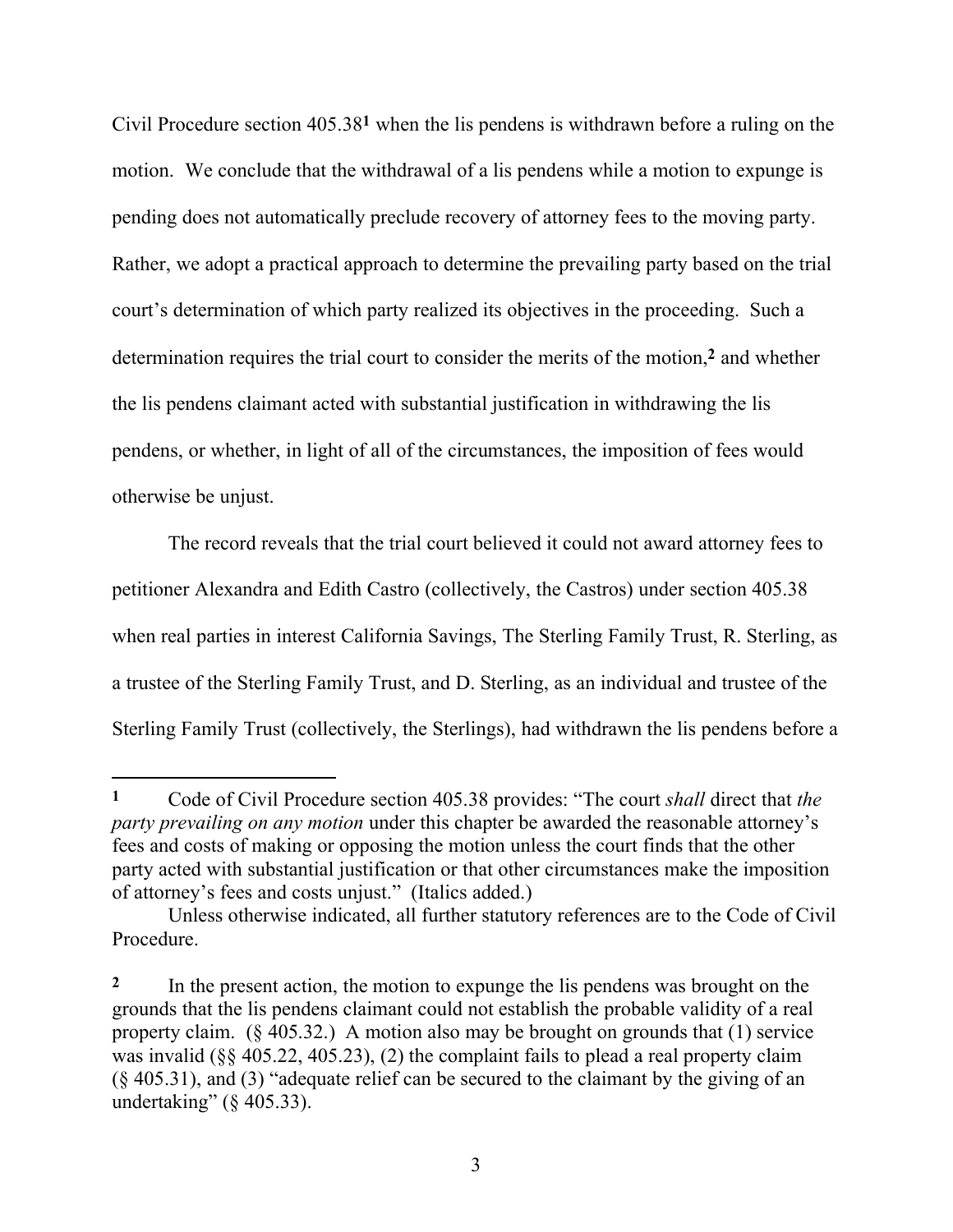Civil Procedure section 405.38[1] when the lis pendens is withdrawn before a ruling on the motion. We conclude that the withdrawal of a lis pendens while a motion to expunge is pending does not automatically preclude recovery of attorney fees to the moving party. Rather, we adopt a practical approach to determine the prevailing party based on the trial court's determination of which party realized its objectives in the proceeding. Such a determination requires the trial court to consider the merits of the motion,[2] and whether the lis pendens claimant acted with substantial justification in withdrawing the lis pendens, or whether, in light of all of the circumstances, the imposition of fees would otherwise be unjust.

The record reveals that the trial court believed it could not award attorney fees to petitioner Alexandra and Edith Castro (collectively, the Castros) under section 405.38 when real parties in interest California Savings, The Sterling Family Trust, R. Sterling, as a trustee of the Sterling Family Trust, and D. Sterling, as an individual and trustee of the Sterling Family Trust (collectively, the Sterlings), had withdrawn the lis pendens before a

---

[1] Code of Civil Procedure section 405.38 provides: "The court *shall* direct that *the party prevailing on any motion* under this chapter be awarded the reasonable attorney's fees and costs of making or opposing the motion unless the court finds that the other party acted with substantial justification or that other circumstances make the imposition of attorney's fees and costs unjust." (Italics added.)

Unless otherwise indicated, all further statutory references are to the Code of Civil Procedure.

[2] In the present action, the motion to expunge the lis pendens was brought on the grounds that the lis pendens claimant could not establish the probable validity of a real property claim. (§ 405.32.) A motion also may be brought on grounds that (1) service was invalid (§§ 405.22, 405.23), (2) the complaint fails to plead a real property claim (§ 405.31), and (3) "adequate relief can be secured to the claimant by the giving of an undertaking" (§ 405.33).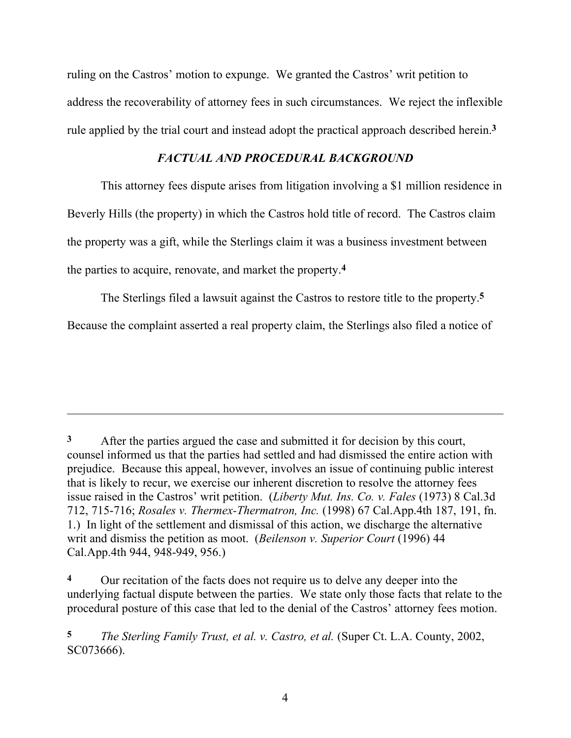ruling on the Castros' motion to expunge. We granted the Castros' writ petition to address the recoverability of attorney fees in such circumstances. We reject the inflexible rule applied by the trial court and instead adopt the practical approach described herein.[3]

## *FACTUAL AND PROCEDURAL BACKGROUND*

This attorney fees dispute arises from litigation involving a $1 million residence in Beverly Hills (the property) in which the Castros hold title of record. The Castros claim the property was a gift, while the Sterlings claim it was a business investment between the parties to acquire, renovate, and market the property.[4]

The Sterlings filed a lawsuit against the Castros to restore title to the property.[5] Because the complaint asserted a real property claim, the Sterlings also filed a notice of

---

[3] After the parties argued the case and submitted it for decision by this court, counsel informed us that the parties had settled and had dismissed the entire action with prejudice. Because this appeal, however, involves an issue of continuing public interest that is likely to recur, we exercise our inherent discretion to resolve the attorney fees issue raised in the Castros' writ petition. (*Liberty Mut. Ins. Co. v. Fales* (1973) 8 Cal.3d 712, 715-716; *Rosales v. Thermex-Thermatron, Inc.* (1998) 67 Cal.App.4th 187, 191, fn. 1.) In light of the settlement and dismissal of this action, we discharge the alternative writ and dismiss the petition as moot. (*Beilenson v. Superior Court* (1996) 44 Cal.App.4th 944, 948-949, 956.)

[4] Our recitation of the facts does not require us to delve any deeper into the underlying factual dispute between the parties. We state only those facts that relate to the procedural posture of this case that led to the denial of the Castros' attorney fees motion.

[5] *The Sterling Family Trust, et al. v. Castro, et al.* (Super Ct. L.A. County, 2002, SC073666).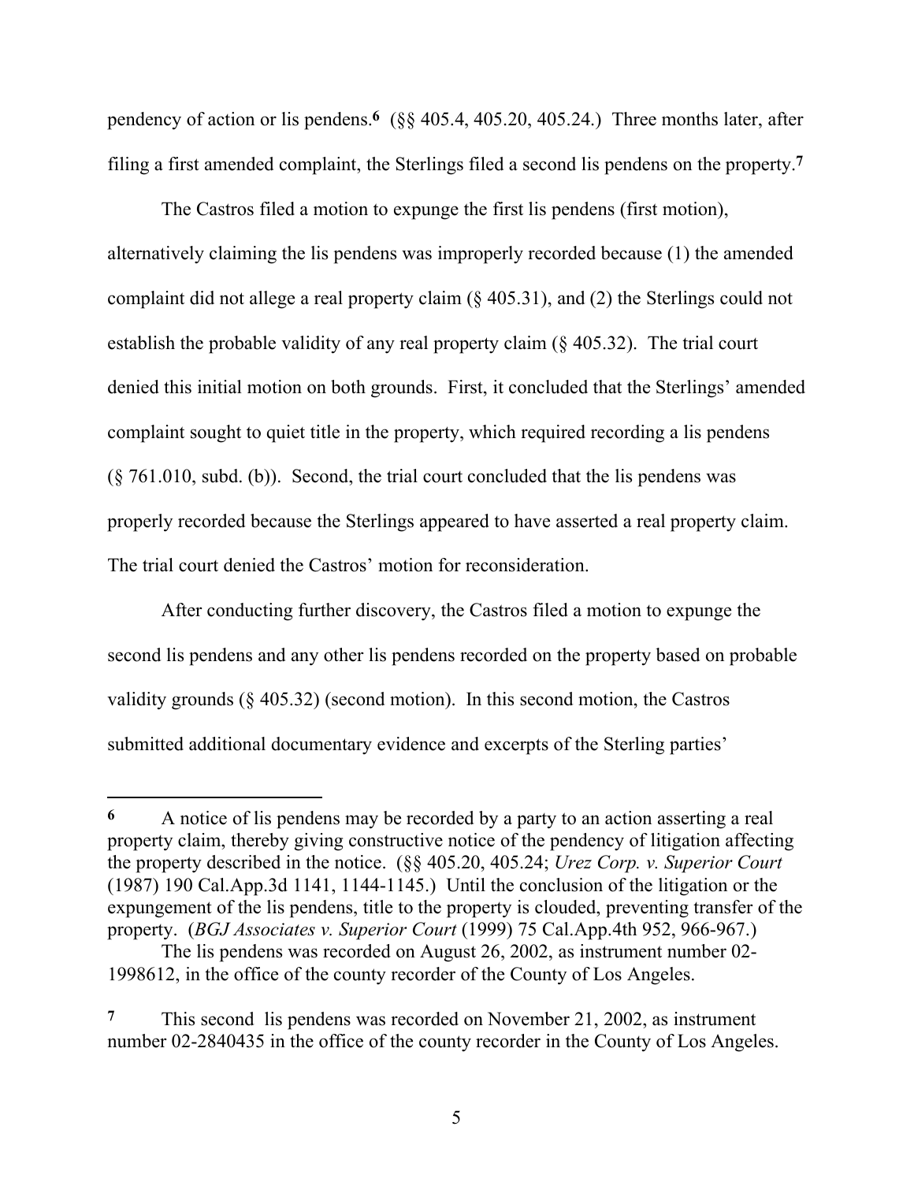pendency of action or lis pendens.[6] (§§ 405.4, 405.20, 405.24.) Three months later, after filing a first amended complaint, the Sterlings filed a second lis pendens on the property.[7]

The Castros filed a motion to expunge the first lis pendens (first motion), alternatively claiming the lis pendens was improperly recorded because (1) the amended complaint did not allege a real property claim (§ 405.31), and (2) the Sterlings could not establish the probable validity of any real property claim (§ 405.32). The trial court denied this initial motion on both grounds. First, it concluded that the Sterlings' amended complaint sought to quiet title in the property, which required recording a lis pendens (§ 761.010, subd. (b)). Second, the trial court concluded that the lis pendens was properly recorded because the Sterlings appeared to have asserted a real property claim. The trial court denied the Castros' motion for reconsideration.

After conducting further discovery, the Castros filed a motion to expunge the second lis pendens and any other lis pendens recorded on the property based on probable validity grounds (§ 405.32) (second motion). In this second motion, the Castros submitted additional documentary evidence and excerpts of the Sterling parties'

---

[6] A notice of lis pendens may be recorded by a party to an action asserting a real property claim, thereby giving constructive notice of the pendency of litigation affecting the property described in the notice. (§§ 405.20, 405.24; *Urez Corp. v. Superior Court* (1987) 190 Cal.App.3d 1141, 1144-1145.) Until the conclusion of the litigation or the expungement of the lis pendens, title to the property is clouded, preventing transfer of the property. (*BGJ Associates v. Superior Court* (1999) 75 Cal.App.4th 952, 966-967.)

The lis pendens was recorded on August 26, 2002, as instrument number 02-1998612, in the office of the county recorder of the County of Los Angeles.

[7] This second lis pendens was recorded on November 21, 2002, as instrument number 02-2840435 in the office of the county recorder in the County of Los Angeles.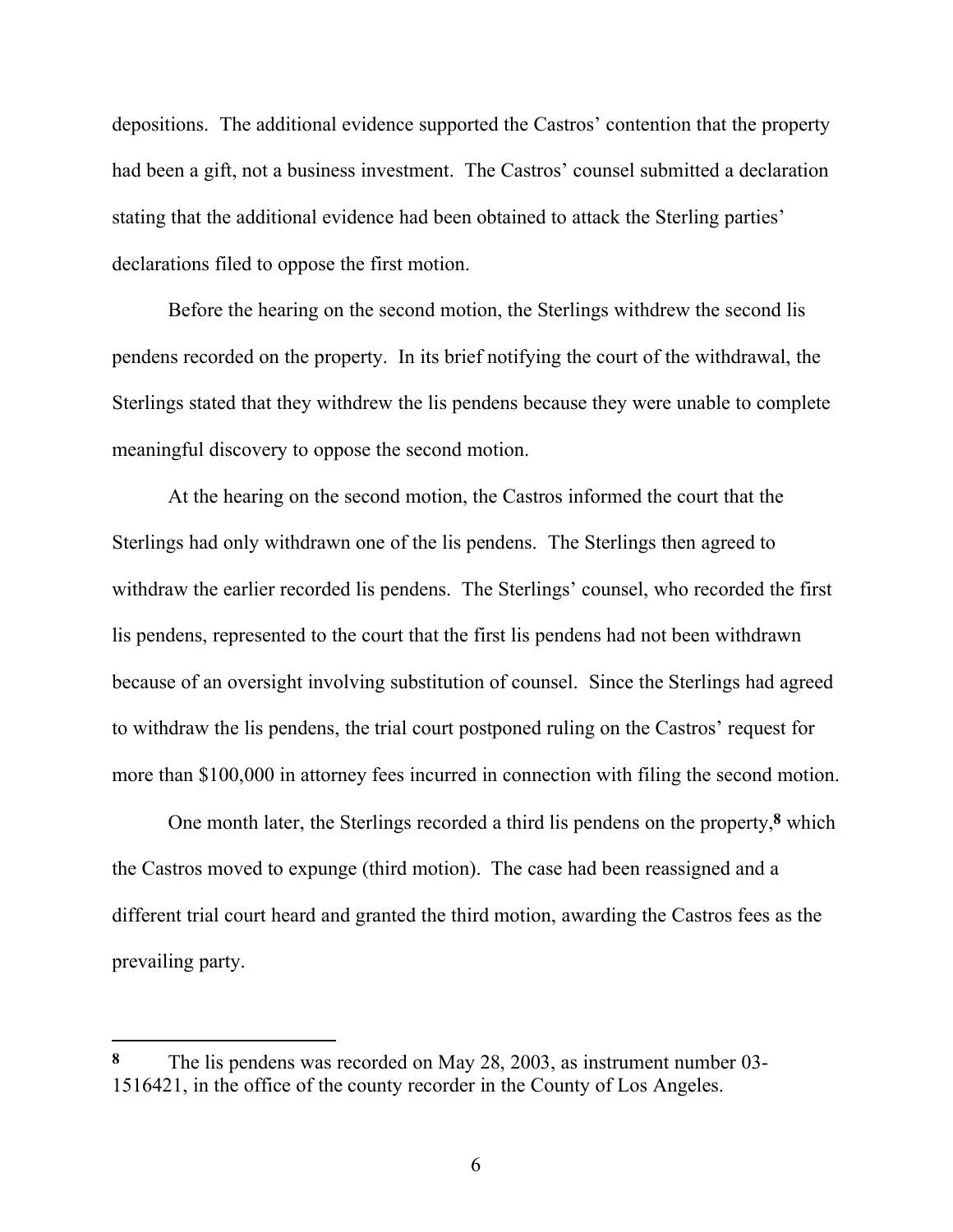depositions. The additional evidence supported the Castros' contention that the property had been a gift, not a business investment. The Castros' counsel submitted a declaration stating that the additional evidence had been obtained to attack the Sterling parties' declarations filed to oppose the first motion.

Before the hearing on the second motion, the Sterlings withdrew the second lis pendens recorded on the property. In its brief notifying the court of the withdrawal, the Sterlings stated that they withdrew the lis pendens because they were unable to complete meaningful discovery to oppose the second motion.

At the hearing on the second motion, the Castros informed the court that the Sterlings had only withdrawn one of the lis pendens. The Sterlings then agreed to withdraw the earlier recorded lis pendens. The Sterlings' counsel, who recorded the first lis pendens, represented to the court that the first lis pendens had not been withdrawn because of an oversight involving substitution of counsel. Since the Sterlings had agreed to withdraw the lis pendens, the trial court postponed ruling on the Castros' request for more than $100,000 in attorney fees incurred in connection with filing the second motion.

One month later, the Sterlings recorded a third lis pendens on the property,[8] which the Castros moved to expunge (third motion). The case had been reassigned and a different trial court heard and granted the third motion, awarding the Castros fees as the prevailing party.

---

[8] The lis pendens was recorded on May 28, 2003, as instrument number 03-1516421, in the office of the county recorder in the County of Los Angeles.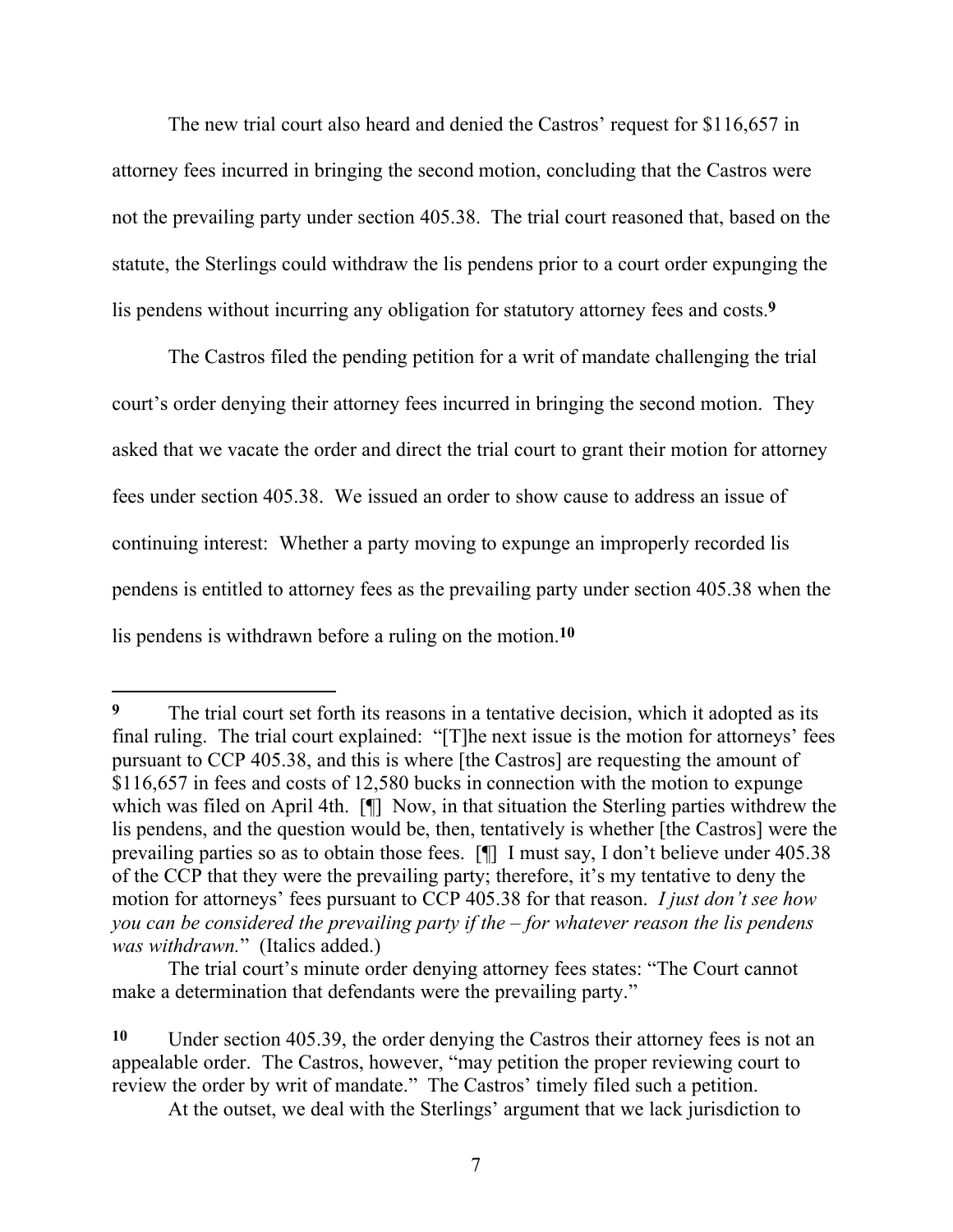The new trial court also heard and denied the Castros' request for $116,657 in attorney fees incurred in bringing the second motion, concluding that the Castros were not the prevailing party under section 405.38. The trial court reasoned that, based on the statute, the Sterlings could withdraw the lis pendens prior to a court order expunging the lis pendens without incurring any obligation for statutory attorney fees and costs.[9]

The Castros filed the pending petition for a writ of mandate challenging the trial court's order denying their attorney fees incurred in bringing the second motion. They asked that we vacate the order and direct the trial court to grant their motion for attorney fees under section 405.38. We issued an order to show cause to address an issue of continuing interest: Whether a party moving to expunge an improperly recorded lis pendens is entitled to attorney fees as the prevailing party under section 405.38 when the lis pendens is withdrawn before a ruling on the motion.[10]

---

**9** The trial court set forth its reasons in a tentative decision, which it adopted as its final ruling. The trial court explained: "[T]he next issue is the motion for attorneys' fees pursuant to CCP 405.38, and this is where [the Castros] are requesting the amount of $116,657 in fees and costs of 12,580 bucks in connection with the motion to expunge which was filed on April 4th. [¶] Now, in that situation the Sterling parties withdrew the lis pendens, and the question would be, then, tentatively is whether [the Castros] were the prevailing parties so as to obtain those fees. [¶] I must say, I don't believe under 405.38 of the CCP that they were the prevailing party; therefore, it's my tentative to deny the motion for attorneys' fees pursuant to CCP 405.38 for that reason. *I just don't see how you can be considered the prevailing party if the – for whatever reason the lis pendens was withdrawn.*" (Italics added.)

The trial court's minute order denying attorney fees states: "The Court cannot make a determination that defendants were the prevailing party."

**10** Under section 405.39, the order denying the Castros their attorney fees is not an appealable order. The Castros, however, "may petition the proper reviewing court to review the order by writ of mandate." The Castros' timely filed such a petition.

At the outset, we deal with the Sterlings' argument that we lack jurisdiction to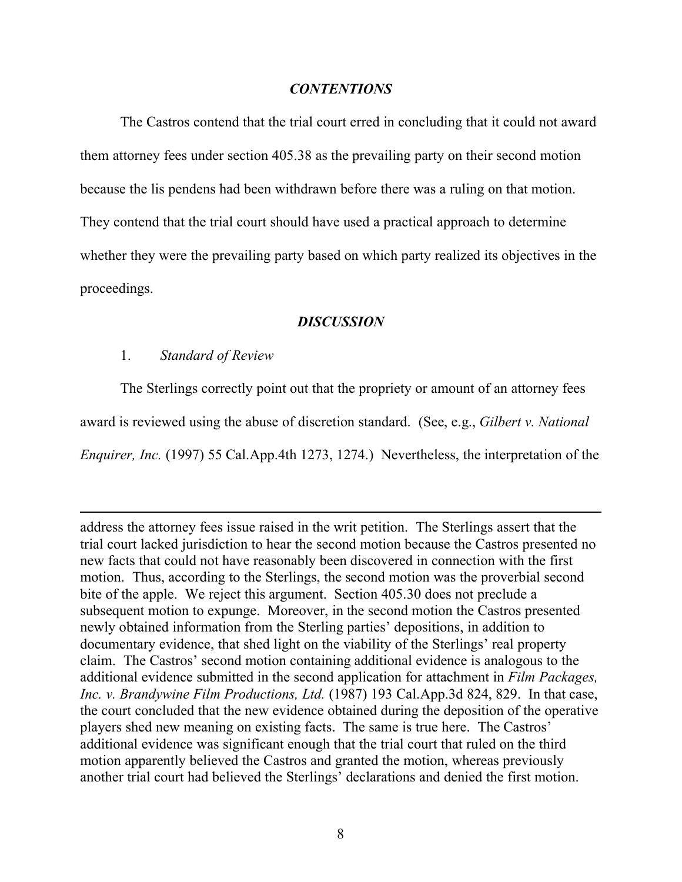***CONTENTIONS***

The Castros contend that the trial court erred in concluding that it could not award them attorney fees under section 405.38 as the prevailing party on their second motion because the lis pendens had been withdrawn before there was a ruling on that motion. They contend that the trial court should have used a practical approach to determine whether they were the prevailing party based on which party realized its objectives in the proceedings.

***DISCUSSION***

1. *Standard of Review*

The Sterlings correctly point out that the propriety or amount of an attorney fees award is reviewed using the abuse of discretion standard. (See, e.g., *Gilbert v. National Enquirer, Inc.* (1997) 55 Cal.App.4th 1273, 1274.) Nevertheless, the interpretation of the

---

address the attorney fees issue raised in the writ petition. The Sterlings assert that the trial court lacked jurisdiction to hear the second motion because the Castros presented no new facts that could not have reasonably been discovered in connection with the first motion. Thus, according to the Sterlings, the second motion was the proverbial second bite of the apple. We reject this argument. Section 405.30 does not preclude a subsequent motion to expunge. Moreover, in the second motion the Castros presented newly obtained information from the Sterling parties' depositions, in addition to documentary evidence, that shed light on the viability of the Sterlings' real property claim. The Castros' second motion containing additional evidence is analogous to the additional evidence submitted in the second application for attachment in *Film Packages, Inc. v. Brandywine Film Productions, Ltd.* (1987) 193 Cal.App.3d 824, 829. In that case, the court concluded that the new evidence obtained during the deposition of the operative players shed new meaning on existing facts. The same is true here. The Castros' additional evidence was significant enough that the trial court that ruled on the third motion apparently believed the Castros and granted the motion, whereas previously another trial court had believed the Sterlings' declarations and denied the first motion.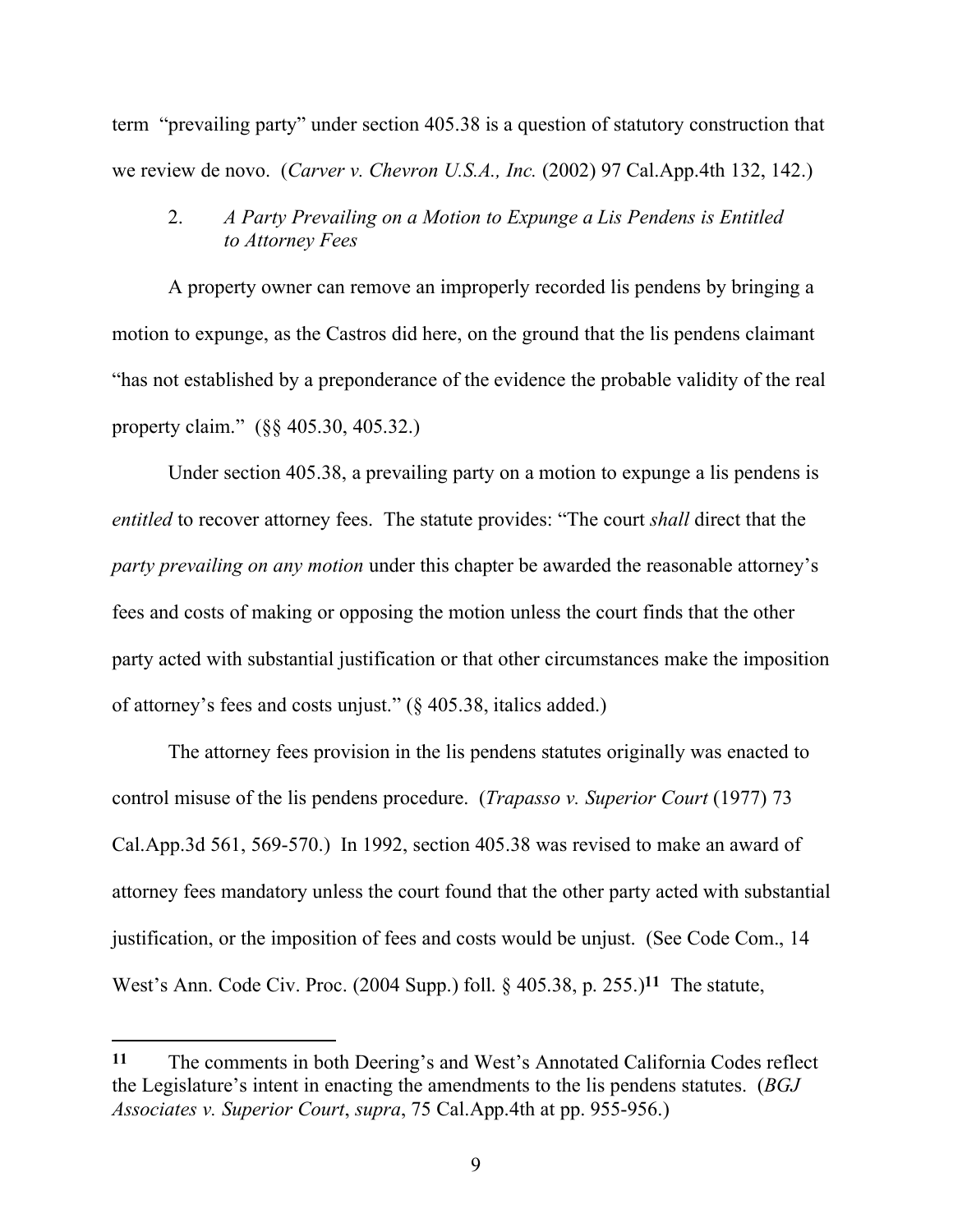term "prevailing party" under section 405.38 is a question of statutory construction that we review de novo. (*Carver v. Chevron U.S.A., Inc.* (2002) 97 Cal.App.4th 132, 142.)

2. *A Party Prevailing on a Motion to Expunge a Lis Pendens is Entitled to Attorney Fees*

A property owner can remove an improperly recorded lis pendens by bringing a motion to expunge, as the Castros did here, on the ground that the lis pendens claimant "has not established by a preponderance of the evidence the probable validity of the real property claim." (§§ 405.30, 405.32.)

Under section 405.38, a prevailing party on a motion to expunge a lis pendens is *entitled* to recover attorney fees. The statute provides: "The court *shall* direct that the *party prevailing on any motion* under this chapter be awarded the reasonable attorney's fees and costs of making or opposing the motion unless the court finds that the other party acted with substantial justification or that other circumstances make the imposition of attorney's fees and costs unjust." (§ 405.38, italics added.)

The attorney fees provision in the lis pendens statutes originally was enacted to control misuse of the lis pendens procedure. (*Trapasso v. Superior Court* (1977) 73 Cal.App.3d 561, 569-570.) In 1992, section 405.38 was revised to make an award of attorney fees mandatory unless the court found that the other party acted with substantial justification, or the imposition of fees and costs would be unjust. (See Code Com., 14 West's Ann. Code Civ. Proc. (2004 Supp.) foll. § 405.38, p. 255.)[11] The statute,

---

[11] The comments in both Deering's and West's Annotated California Codes reflect the Legislature's intent in enacting the amendments to the lis pendens statutes. (*BGJ Associates v. Superior Court*, *supra*, 75 Cal.App.4th at pp. 955-956.)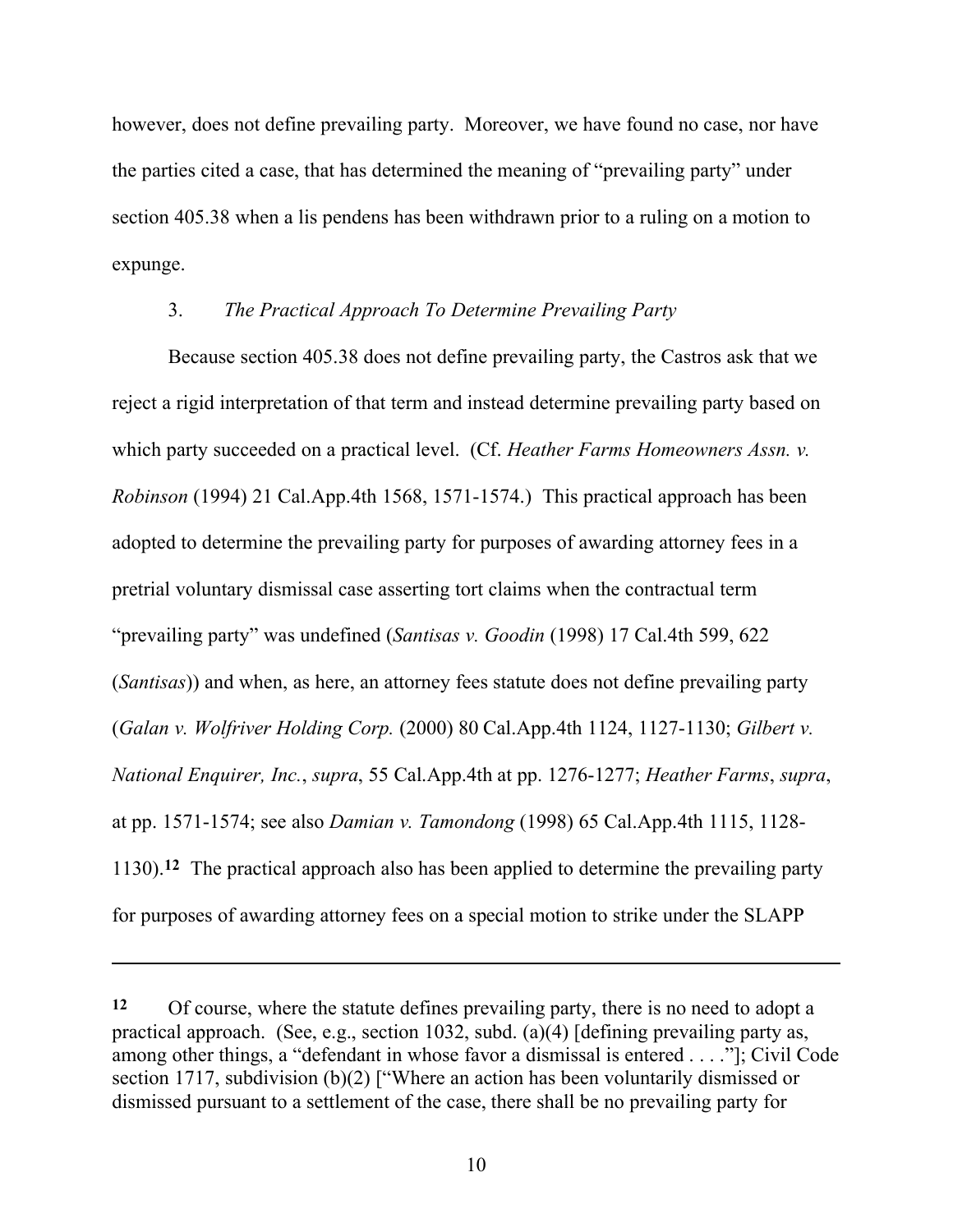however, does not define prevailing party. Moreover, we have found no case, nor have the parties cited a case, that has determined the meaning of "prevailing party" under section 405.38 when a lis pendens has been withdrawn prior to a ruling on a motion to expunge.

3. *The Practical Approach To Determine Prevailing Party*

Because section 405.38 does not define prevailing party, the Castros ask that we reject a rigid interpretation of that term and instead determine prevailing party based on which party succeeded on a practical level. (Cf. *Heather Farms Homeowners Assn. v. Robinson* (1994) 21 Cal.App.4th 1568, 1571-1574.) This practical approach has been adopted to determine the prevailing party for purposes of awarding attorney fees in a pretrial voluntary dismissal case asserting tort claims when the contractual term "prevailing party" was undefined (*Santisas v. Goodin* (1998) 17 Cal.4th 599, 622 (*Santisas*)) and when, as here, an attorney fees statute does not define prevailing party (*Galan v. Wolfriver Holding Corp.* (2000) 80 Cal.App.4th 1124, 1127-1130; *Gilbert v. National Enquirer, Inc.*, *supra*, 55 Cal.App.4th at pp. 1276-1277; *Heather Farms*, *supra*, at pp. 1571-1574; see also *Damian v. Tamondong* (1998) 65 Cal.App.4th 1115, 1128-1130).[12] The practical approach also has been applied to determine the prevailing party for purposes of awarding attorney fees on a special motion to strike under the SLAPP

---

[12] Of course, where the statute defines prevailing party, there is no need to adopt a practical approach. (See, e.g., section 1032, subd. (a)(4) [defining prevailing party as, among other things, a "defendant in whose favor a dismissal is entered . . . ."]; Civil Code section 1717, subdivision (b)(2) ["Where an action has been voluntarily dismissed or dismissed pursuant to a settlement of the case, there shall be no prevailing party for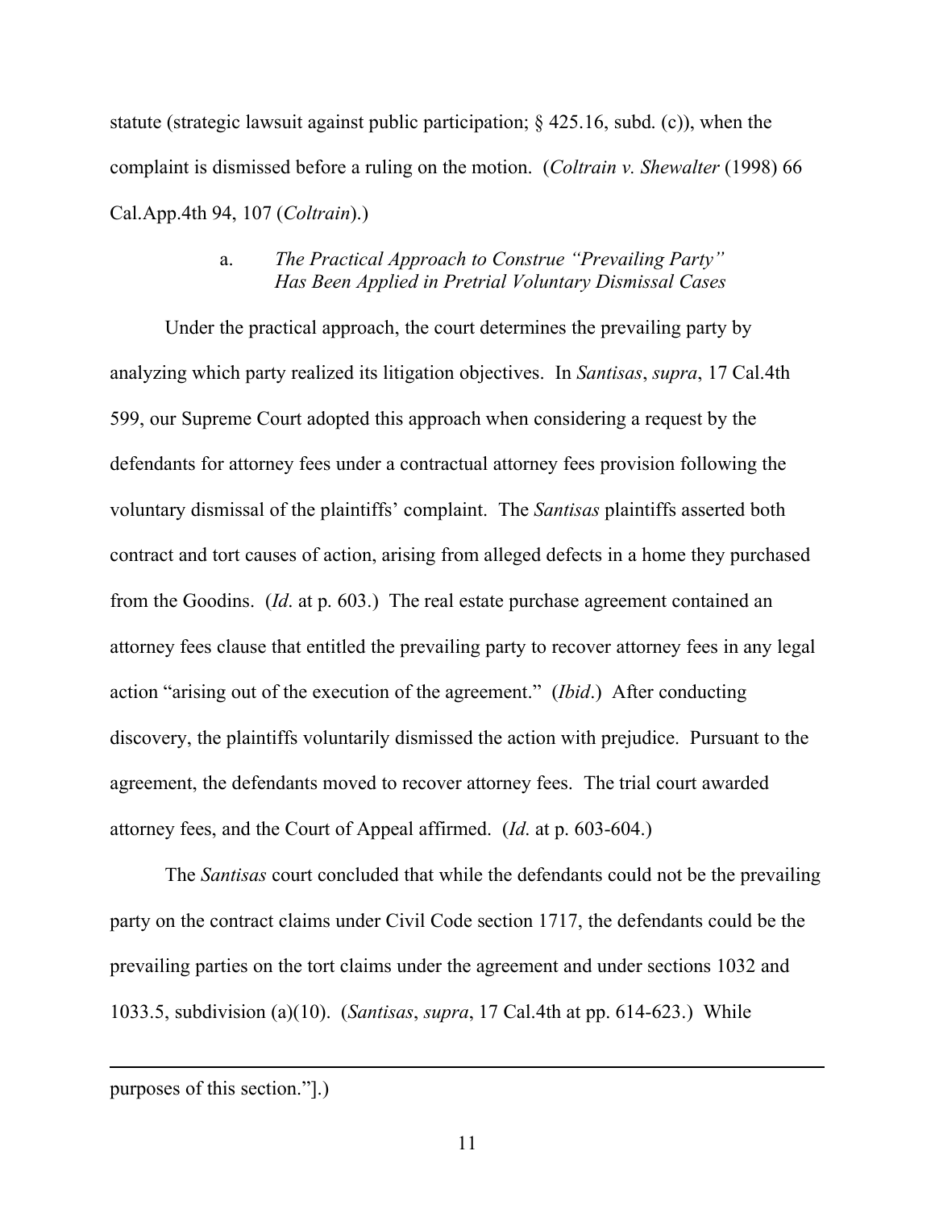statute (strategic lawsuit against public participation; § 425.16, subd. (c)), when the complaint is dismissed before a ruling on the motion. (*Coltrain v. Shewalter* (1998) 66 Cal.App.4th 94, 107 (*Coltrain*).)

#### a. *The Practical Approach to Construe "Prevailing Party" Has Been Applied in Pretrial Voluntary Dismissal Cases*

Under the practical approach, the court determines the prevailing party by analyzing which party realized its litigation objectives. In *Santisas*, *supra*, 17 Cal.4th 599, our Supreme Court adopted this approach when considering a request by the defendants for attorney fees under a contractual attorney fees provision following the voluntary dismissal of the plaintiffs' complaint. The *Santisas* plaintiffs asserted both contract and tort causes of action, arising from alleged defects in a home they purchased from the Goodins. (*Id*. at p. 603.) The real estate purchase agreement contained an attorney fees clause that entitled the prevailing party to recover attorney fees in any legal action "arising out of the execution of the agreement." (*Ibid*.) After conducting discovery, the plaintiffs voluntarily dismissed the action with prejudice. Pursuant to the agreement, the defendants moved to recover attorney fees. The trial court awarded attorney fees, and the Court of Appeal affirmed. (*Id*. at p. 603-604.)

The *Santisas* court concluded that while the defendants could not be the prevailing party on the contract claims under Civil Code section 1717, the defendants could be the prevailing parties on the tort claims under the agreement and under sections 1032 and 1033.5, subdivision (a)(10). (*Santisas*, *supra*, 17 Cal.4th at pp. 614-623.) While

---

purposes of this section."].)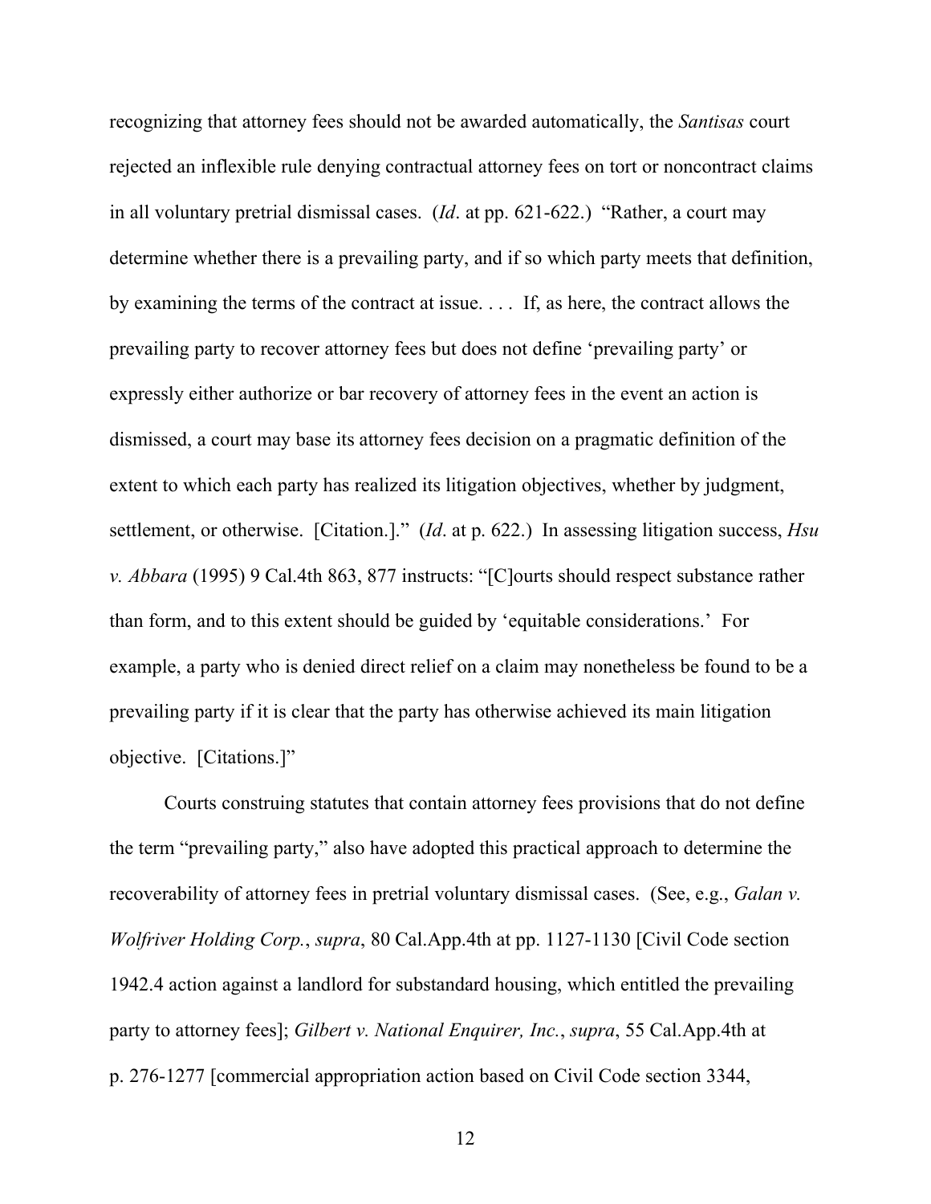recognizing that attorney fees should not be awarded automatically, the *Santisas* court rejected an inflexible rule denying contractual attorney fees on tort or noncontract claims in all voluntary pretrial dismissal cases. (*Id*. at pp. 621-622.) "Rather, a court may determine whether there is a prevailing party, and if so which party meets that definition, by examining the terms of the contract at issue. . . . If, as here, the contract allows the prevailing party to recover attorney fees but does not define 'prevailing party' or expressly either authorize or bar recovery of attorney fees in the event an action is dismissed, a court may base its attorney fees decision on a pragmatic definition of the extent to which each party has realized its litigation objectives, whether by judgment, settlement, or otherwise. [Citation.]." (*Id*. at p. 622.) In assessing litigation success, *Hsu v. Abbara* (1995) 9 Cal.4th 863, 877 instructs: "[C]ourts should respect substance rather than form, and to this extent should be guided by 'equitable considerations.' For example, a party who is denied direct relief on a claim may nonetheless be found to be a prevailing party if it is clear that the party has otherwise achieved its main litigation objective. [Citations.]"

Courts construing statutes that contain attorney fees provisions that do not define the term "prevailing party," also have adopted this practical approach to determine the recoverability of attorney fees in pretrial voluntary dismissal cases. (See, e.g., *Galan v. Wolfriver Holding Corp.*, *supra*, 80 Cal.App.4th at pp. 1127-1130 [Civil Code section 1942.4 action against a landlord for substandard housing, which entitled the prevailing party to attorney fees]; *Gilbert v. National Enquirer, Inc.*, *supra*, 55 Cal.App.4th at p. 276-1277 [commercial appropriation action based on Civil Code section 3344,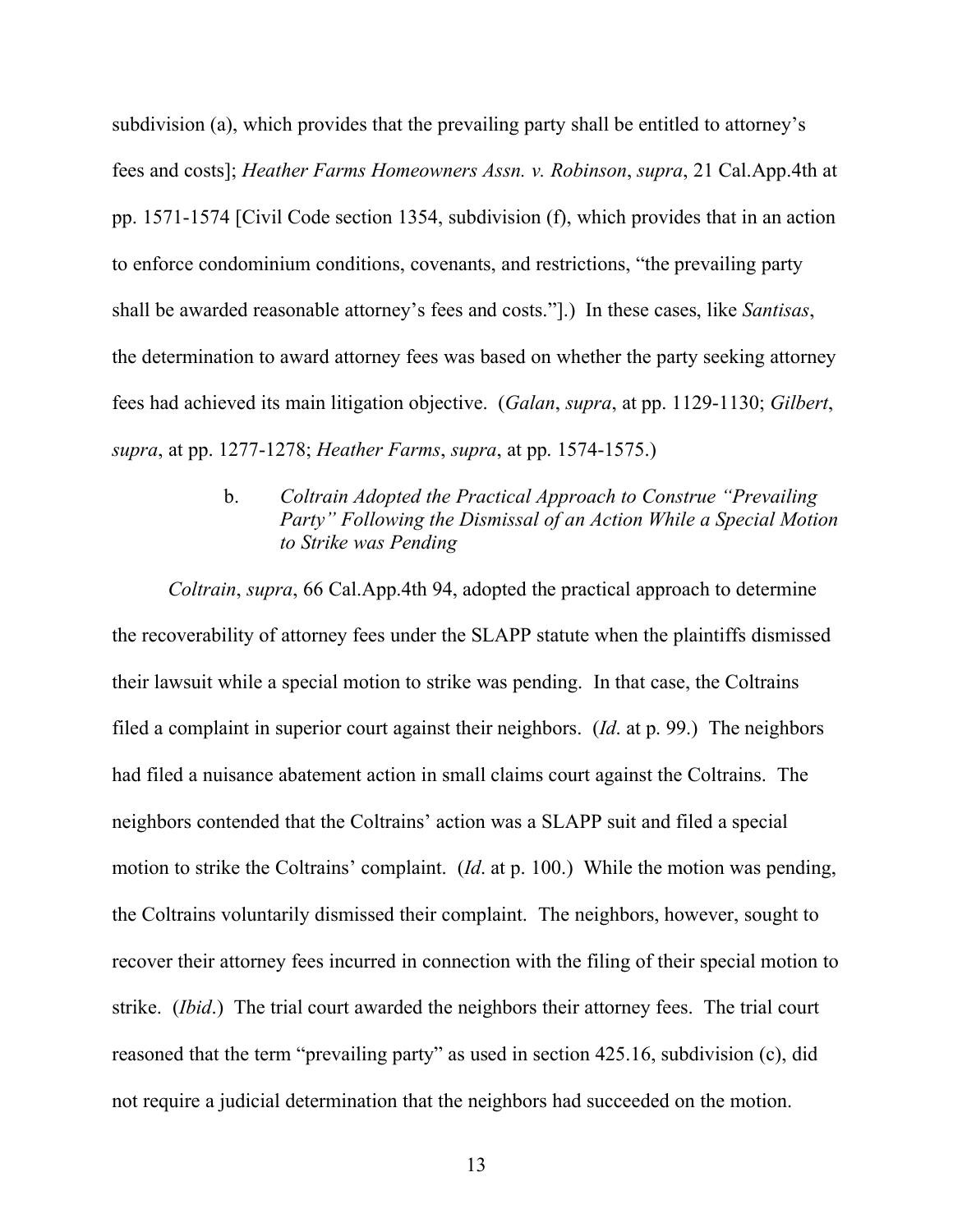subdivision (a), which provides that the prevailing party shall be entitled to attorney's fees and costs]; *Heather Farms Homeowners Assn. v. Robinson*, *supra*, 21 Cal.App.4th at pp. 1571-1574 [Civil Code section 1354, subdivision (f), which provides that in an action to enforce condominium conditions, covenants, and restrictions, "the prevailing party shall be awarded reasonable attorney's fees and costs."].) In these cases, like *Santisas*, the determination to award attorney fees was based on whether the party seeking attorney fees had achieved its main litigation objective. (*Galan*, *supra*, at pp. 1129-1130; *Gilbert*, *supra*, at pp. 1277-1278; *Heather Farms*, *supra*, at pp. 1574-1575.)

b. *Coltrain Adopted the Practical Approach to Construe "Prevailing Party" Following the Dismissal of an Action While a Special Motion to Strike was Pending*

*Coltrain*, *supra*, 66 Cal.App.4th 94, adopted the practical approach to determine the recoverability of attorney fees under the SLAPP statute when the plaintiffs dismissed their lawsuit while a special motion to strike was pending. In that case, the Coltrains filed a complaint in superior court against their neighbors. (*Id*. at p. 99.) The neighbors had filed a nuisance abatement action in small claims court against the Coltrains. The neighbors contended that the Coltrains' action was a SLAPP suit and filed a special motion to strike the Coltrains' complaint. (*Id*. at p. 100.) While the motion was pending, the Coltrains voluntarily dismissed their complaint. The neighbors, however, sought to recover their attorney fees incurred in connection with the filing of their special motion to strike. (*Ibid*.) The trial court awarded the neighbors their attorney fees. The trial court reasoned that the term "prevailing party" as used in section 425.16, subdivision (c), did not require a judicial determination that the neighbors had succeeded on the motion.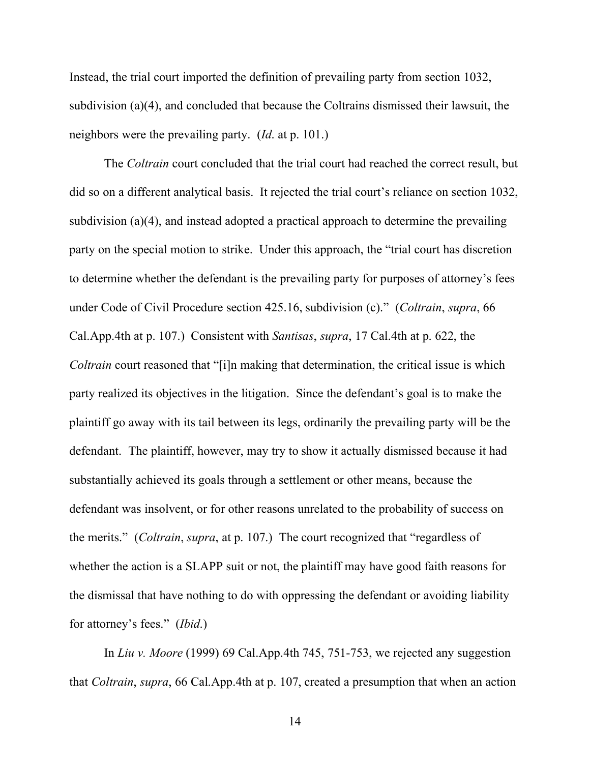Instead, the trial court imported the definition of prevailing party from section 1032, subdivision (a)(4), and concluded that because the Coltrains dismissed their lawsuit, the neighbors were the prevailing party. (*Id*. at p. 101.)

The *Coltrain* court concluded that the trial court had reached the correct result, but did so on a different analytical basis. It rejected the trial court's reliance on section 1032, subdivision (a)(4), and instead adopted a practical approach to determine the prevailing party on the special motion to strike. Under this approach, the "trial court has discretion to determine whether the defendant is the prevailing party for purposes of attorney's fees under Code of Civil Procedure section 425.16, subdivision (c)." (*Coltrain*, *supra*, 66 Cal.App.4th at p. 107.) Consistent with *Santisas*, *supra*, 17 Cal.4th at p. 622, the *Coltrain* court reasoned that "[i]n making that determination, the critical issue is which party realized its objectives in the litigation. Since the defendant's goal is to make the plaintiff go away with its tail between its legs, ordinarily the prevailing party will be the defendant. The plaintiff, however, may try to show it actually dismissed because it had substantially achieved its goals through a settlement or other means, because the defendant was insolvent, or for other reasons unrelated to the probability of success on the merits." (*Coltrain*, *supra*, at p. 107.) The court recognized that "regardless of whether the action is a SLAPP suit or not, the plaintiff may have good faith reasons for the dismissal that have nothing to do with oppressing the defendant or avoiding liability for attorney's fees." (*Ibid*.)

In *Liu v. Moore* (1999) 69 Cal.App.4th 745, 751-753, we rejected any suggestion that *Coltrain*, *supra*, 66 Cal.App.4th at p. 107, created a presumption that when an action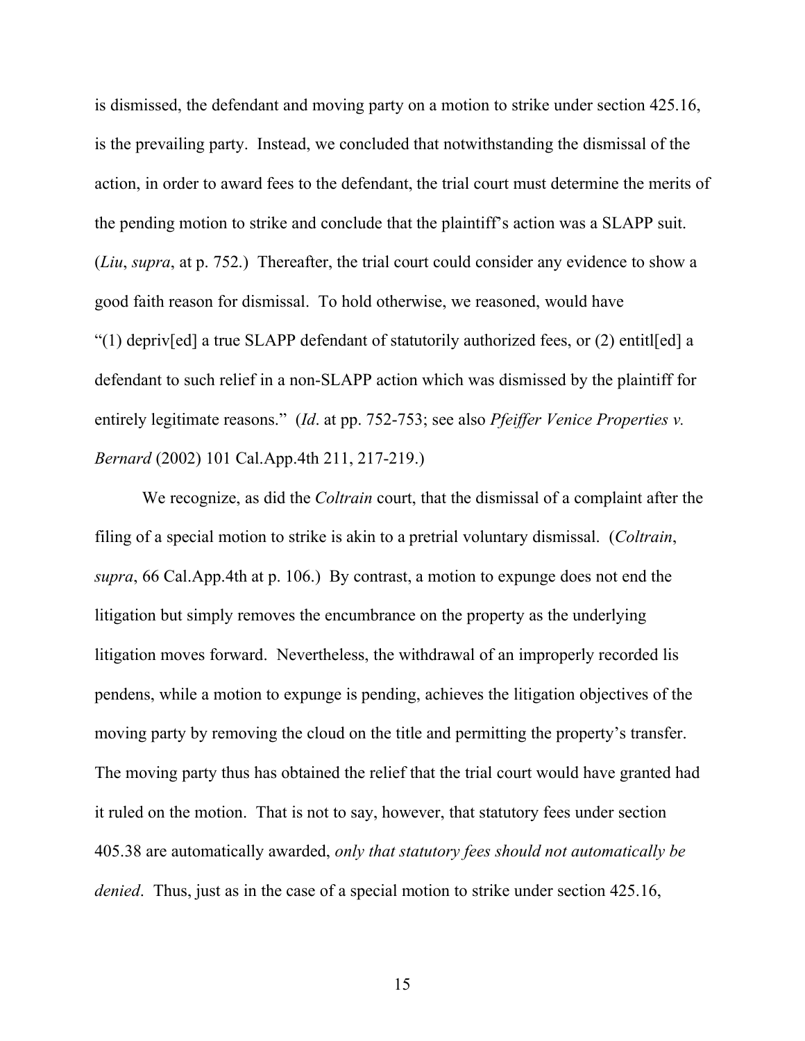is dismissed, the defendant and moving party on a motion to strike under section 425.16, is the prevailing party. Instead, we concluded that notwithstanding the dismissal of the action, in order to award fees to the defendant, the trial court must determine the merits of the pending motion to strike and conclude that the plaintiff's action was a SLAPP suit. (*Liu*, *supra*, at p. 752.) Thereafter, the trial court could consider any evidence to show a good faith reason for dismissal. To hold otherwise, we reasoned, would have "(1) depriv[ed] a true SLAPP defendant of statutorily authorized fees, or (2) entitl[ed] a defendant to such relief in a non-SLAPP action which was dismissed by the plaintiff for entirely legitimate reasons." (*Id*. at pp. 752-753; see also *Pfeiffer Venice Properties v. Bernard* (2002) 101 Cal.App.4th 211, 217-219.)

We recognize, as did the *Coltrain* court, that the dismissal of a complaint after the filing of a special motion to strike is akin to a pretrial voluntary dismissal. (*Coltrain*, *supra*, 66 Cal.App.4th at p. 106.) By contrast, a motion to expunge does not end the litigation but simply removes the encumbrance on the property as the underlying litigation moves forward. Nevertheless, the withdrawal of an improperly recorded lis pendens, while a motion to expunge is pending, achieves the litigation objectives of the moving party by removing the cloud on the title and permitting the property's transfer. The moving party thus has obtained the relief that the trial court would have granted had it ruled on the motion. That is not to say, however, that statutory fees under section 405.38 are automatically awarded, *only that statutory fees should not automatically be denied*. Thus, just as in the case of a special motion to strike under section 425.16,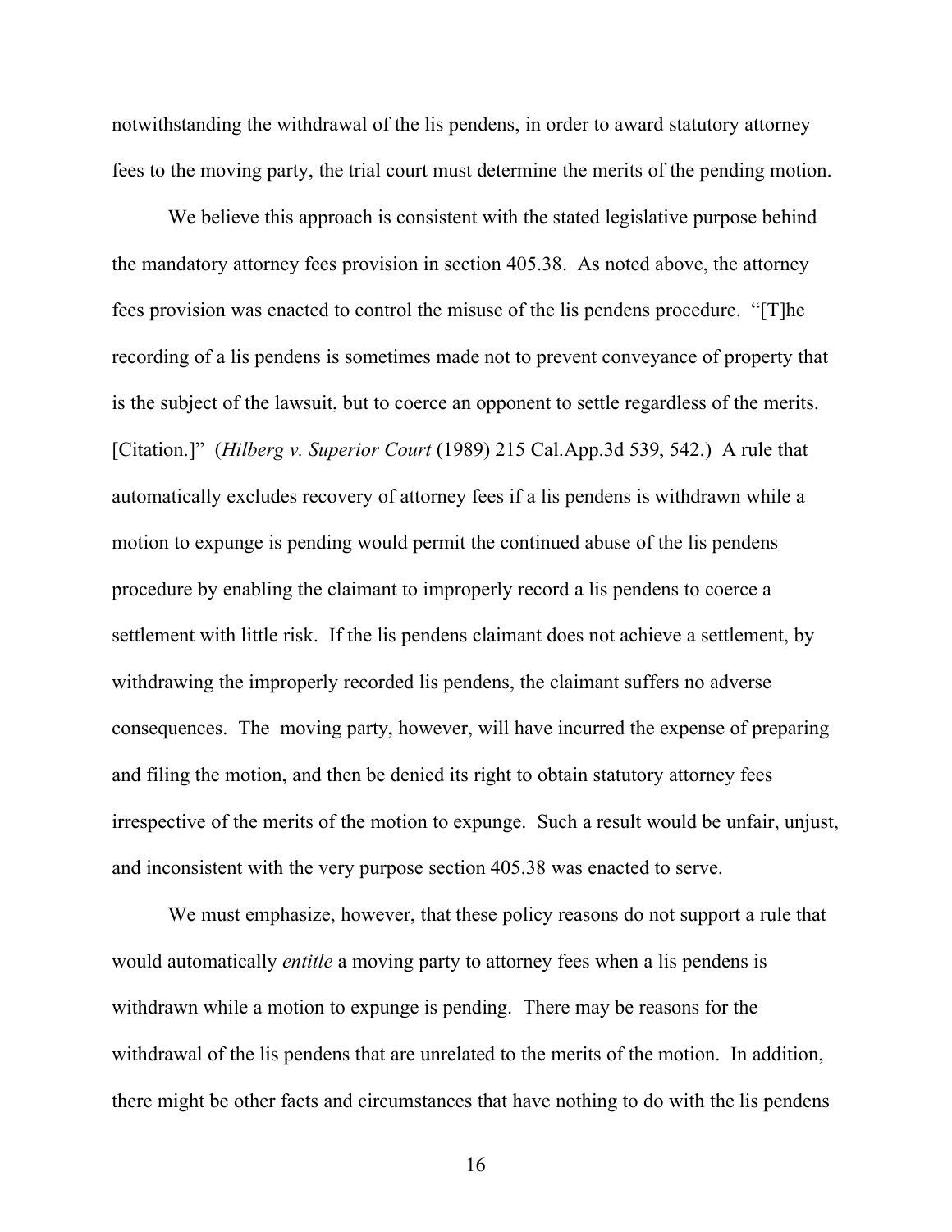notwithstanding the withdrawal of the lis pendens, in order to award statutory attorney fees to the moving party, the trial court must determine the merits of the pending motion.

We believe this approach is consistent with the stated legislative purpose behind the mandatory attorney fees provision in section 405.38. As noted above, the attorney fees provision was enacted to control the misuse of the lis pendens procedure. "[T]he recording of a lis pendens is sometimes made not to prevent conveyance of property that is the subject of the lawsuit, but to coerce an opponent to settle regardless of the merits. [Citation.]" (*Hilberg v. Superior Court* (1989) 215 Cal.App.3d 539, 542.) A rule that automatically excludes recovery of attorney fees if a lis pendens is withdrawn while a motion to expunge is pending would permit the continued abuse of the lis pendens procedure by enabling the claimant to improperly record a lis pendens to coerce a settlement with little risk. If the lis pendens claimant does not achieve a settlement, by withdrawing the improperly recorded lis pendens, the claimant suffers no adverse consequences. The moving party, however, will have incurred the expense of preparing and filing the motion, and then be denied its right to obtain statutory attorney fees irrespective of the merits of the motion to expunge. Such a result would be unfair, unjust, and inconsistent with the very purpose section 405.38 was enacted to serve.

We must emphasize, however, that these policy reasons do not support a rule that would automatically *entitle* a moving party to attorney fees when a lis pendens is withdrawn while a motion to expunge is pending. There may be reasons for the withdrawal of the lis pendens that are unrelated to the merits of the motion. In addition, there might be other facts and circumstances that have nothing to do with the lis pendens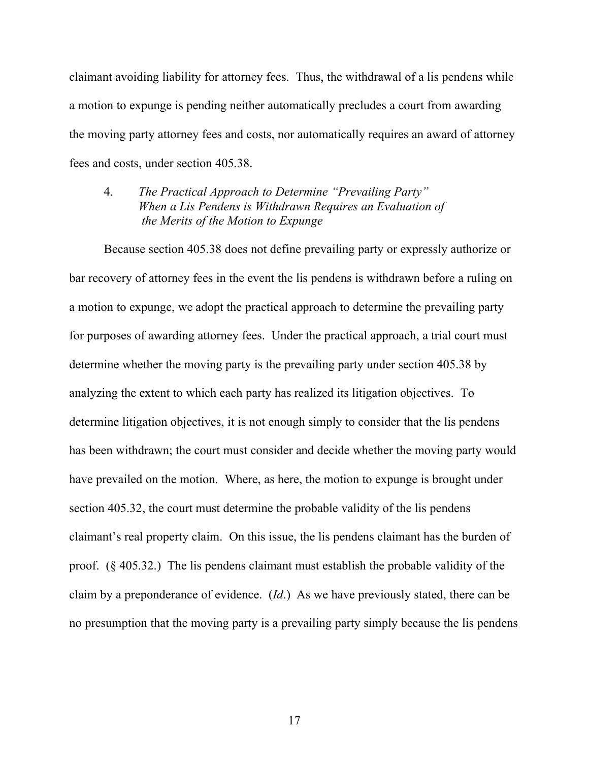claimant avoiding liability for attorney fees. Thus, the withdrawal of a lis pendens while a motion to expunge is pending neither automatically precludes a court from awarding the moving party attorney fees and costs, nor automatically requires an award of attorney fees and costs, under section 405.38.

4. *The Practical Approach to Determine "Prevailing Party" When a Lis Pendens is Withdrawn Requires an Evaluation of the Merits of the Motion to Expunge*

Because section 405.38 does not define prevailing party or expressly authorize or bar recovery of attorney fees in the event the lis pendens is withdrawn before a ruling on a motion to expunge, we adopt the practical approach to determine the prevailing party for purposes of awarding attorney fees. Under the practical approach, a trial court must determine whether the moving party is the prevailing party under section 405.38 by analyzing the extent to which each party has realized its litigation objectives. To determine litigation objectives, it is not enough simply to consider that the lis pendens has been withdrawn; the court must consider and decide whether the moving party would have prevailed on the motion. Where, as here, the motion to expunge is brought under section 405.32, the court must determine the probable validity of the lis pendens claimant's real property claim. On this issue, the lis pendens claimant has the burden of proof. (§ 405.32.) The lis pendens claimant must establish the probable validity of the claim by a preponderance of evidence. (*Id*.) As we have previously stated, there can be no presumption that the moving party is a prevailing party simply because the lis pendens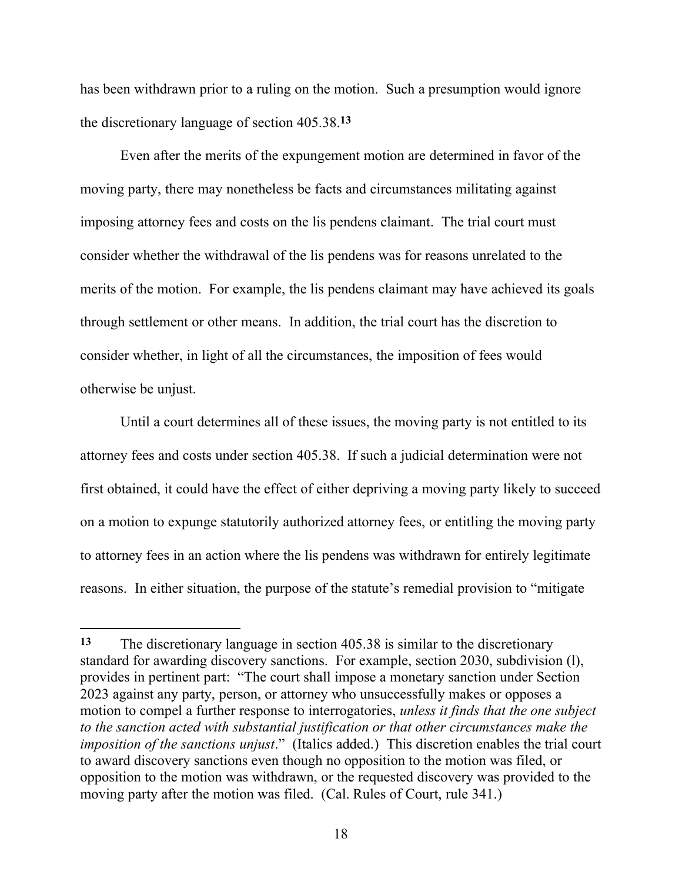has been withdrawn prior to a ruling on the motion. Such a presumption would ignore the discretionary language of section 405.38.[13]

Even after the merits of the expungement motion are determined in favor of the moving party, there may nonetheless be facts and circumstances militating against imposing attorney fees and costs on the lis pendens claimant. The trial court must consider whether the withdrawal of the lis pendens was for reasons unrelated to the merits of the motion. For example, the lis pendens claimant may have achieved its goals through settlement or other means. In addition, the trial court has the discretion to consider whether, in light of all the circumstances, the imposition of fees would otherwise be unjust.

Until a court determines all of these issues, the moving party is not entitled to its attorney fees and costs under section 405.38. If such a judicial determination were not first obtained, it could have the effect of either depriving a moving party likely to succeed on a motion to expunge statutorily authorized attorney fees, or entitling the moving party to attorney fees in an action where the lis pendens was withdrawn for entirely legitimate reasons. In either situation, the purpose of the statute's remedial provision to "mitigate

---

**13** The discretionary language in section 405.38 is similar to the discretionary standard for awarding discovery sanctions. For example, section 2030, subdivision (l), provides in pertinent part: "The court shall impose a monetary sanction under Section 2023 against any party, person, or attorney who unsuccessfully makes or opposes a motion to compel a further response to interrogatories, *unless it finds that the one subject to the sanction acted with substantial justification or that other circumstances make the imposition of the sanctions unjust*." (Italics added.) This discretion enables the trial court to award discovery sanctions even though no opposition to the motion was filed, or opposition to the motion was withdrawn, or the requested discovery was provided to the moving party after the motion was filed. (Cal. Rules of Court, rule 341.)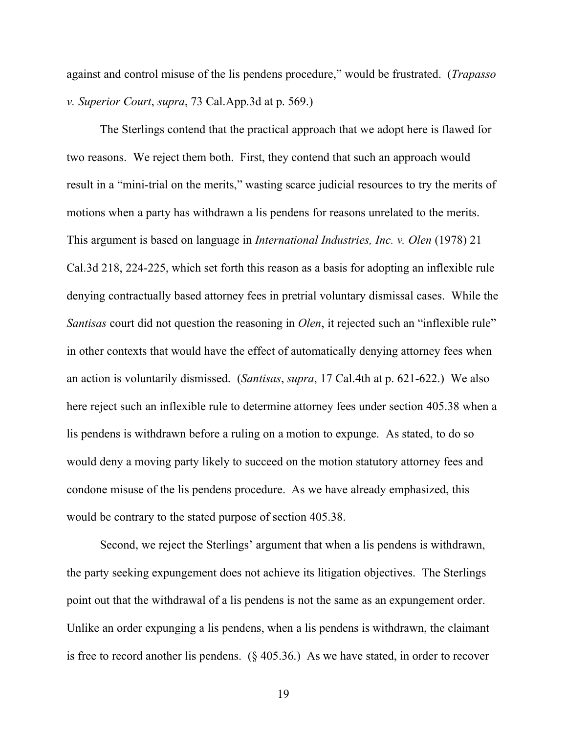against and control misuse of the lis pendens procedure," would be frustrated. (*Trapasso v. Superior Court*, *supra*, 73 Cal.App.3d at p. 569.)

The Sterlings contend that the practical approach that we adopt here is flawed for two reasons. We reject them both. First, they contend that such an approach would result in a "mini-trial on the merits," wasting scarce judicial resources to try the merits of motions when a party has withdrawn a lis pendens for reasons unrelated to the merits. This argument is based on language in *International Industries, Inc. v. Olen* (1978) 21 Cal.3d 218, 224-225, which set forth this reason as a basis for adopting an inflexible rule denying contractually based attorney fees in pretrial voluntary dismissal cases. While the *Santisas* court did not question the reasoning in *Olen*, it rejected such an "inflexible rule" in other contexts that would have the effect of automatically denying attorney fees when an action is voluntarily dismissed. (*Santisas*, *supra*, 17 Cal.4th at p. 621-622.) We also here reject such an inflexible rule to determine attorney fees under section 405.38 when a lis pendens is withdrawn before a ruling on a motion to expunge. As stated, to do so would deny a moving party likely to succeed on the motion statutory attorney fees and condone misuse of the lis pendens procedure. As we have already emphasized, this would be contrary to the stated purpose of section 405.38.

Second, we reject the Sterlings' argument that when a lis pendens is withdrawn, the party seeking expungement does not achieve its litigation objectives. The Sterlings point out that the withdrawal of a lis pendens is not the same as an expungement order. Unlike an order expunging a lis pendens, when a lis pendens is withdrawn, the claimant is free to record another lis pendens. (§ 405.36.) As we have stated, in order to recover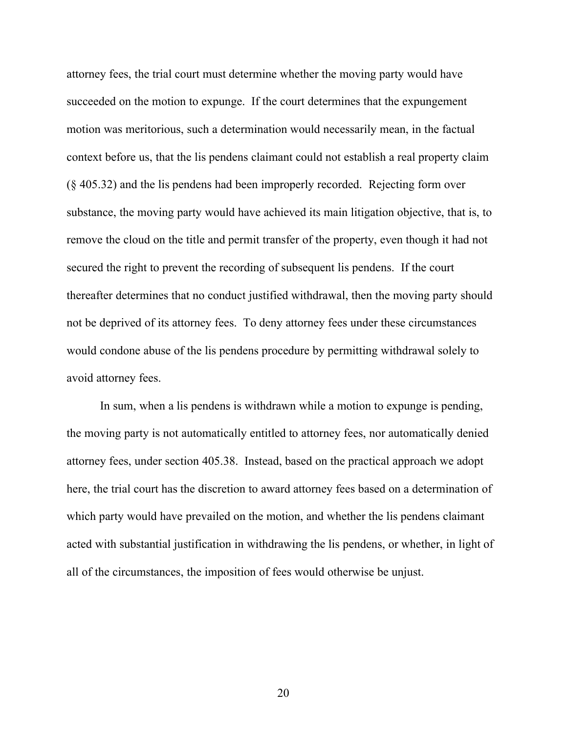attorney fees, the trial court must determine whether the moving party would have succeeded on the motion to expunge. If the court determines that the expungement motion was meritorious, such a determination would necessarily mean, in the factual context before us, that the lis pendens claimant could not establish a real property claim (§ 405.32) and the lis pendens had been improperly recorded. Rejecting form over substance, the moving party would have achieved its main litigation objective, that is, to remove the cloud on the title and permit transfer of the property, even though it had not secured the right to prevent the recording of subsequent lis pendens. If the court thereafter determines that no conduct justified withdrawal, then the moving party should not be deprived of its attorney fees. To deny attorney fees under these circumstances would condone abuse of the lis pendens procedure by permitting withdrawal solely to avoid attorney fees.

In sum, when a lis pendens is withdrawn while a motion to expunge is pending, the moving party is not automatically entitled to attorney fees, nor automatically denied attorney fees, under section 405.38. Instead, based on the practical approach we adopt here, the trial court has the discretion to award attorney fees based on a determination of which party would have prevailed on the motion, and whether the lis pendens claimant acted with substantial justification in withdrawing the lis pendens, or whether, in light of all of the circumstances, the imposition of fees would otherwise be unjust.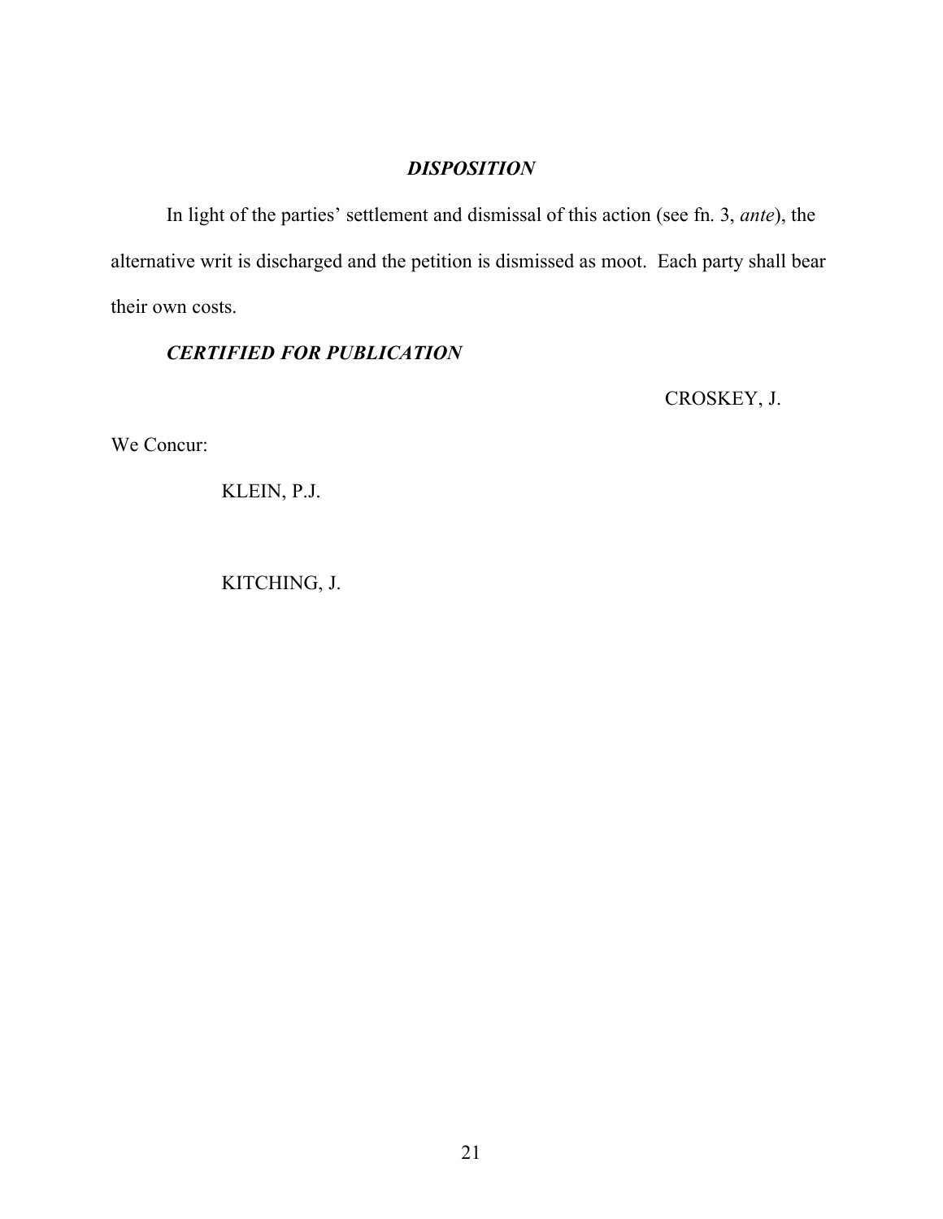***DISPOSITION***

In light of the parties' settlement and dismissal of this action (see fn. 3, *ante*), the alternative writ is discharged and the petition is dismissed as moot. Each party shall bear their own costs.

***CERTIFIED FOR PUBLICATION***

CROSKEY, J.

We Concur:

KLEIN, P.J.

KITCHING, J.